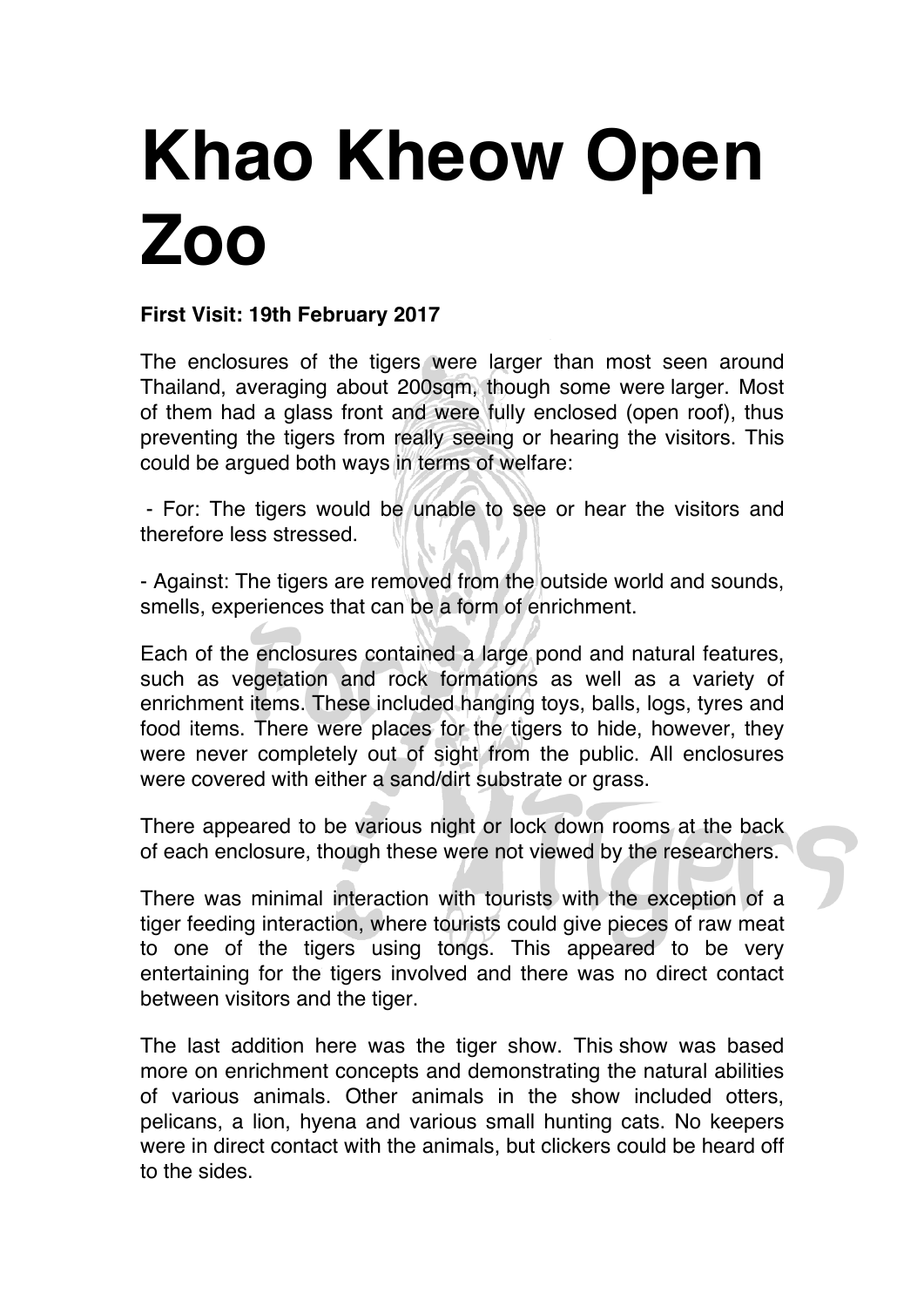# Khao Kheow Open Zoo

**First Visit: 19th February 2017**

The enclosures of the tigers were larger than most seen around Thailand, averaging about 200sqm, though some were larger. Most of them had a glass front and were fully enclosed (open roof), thus preventing the tigers from really seeing or hearing the visitors. This could be argued both ways in terms of welfare:

- For: The tigers would be unable to see or hear the visitors and therefore less stressed.

- Against: The tigers are removed from the outside world and sounds, smells, experiences that can be a form of enrichment.

Each of the enclosures contained a large pond and natural features, such as vegetation and rock formations as well as a variety of enrichment items. These included hanging toys, balls, logs, tyres and food items. There were places for the tigers to hide, however, they were never completely out of sight from the public. All enclosures were covered with either a sand/dirt substrate or grass.

There appeared to be various night or lock down rooms at the back of each enclosure, though these were not viewed by the researchers.

There was minimal interaction with tourists with the exception of a tiger feeding interaction, where tourists could give pieces of raw meat to one of the tigers using tongs. This appeared to be very entertaining for the tigers involved and there was no direct contact between visitors and the tiger.

The last addition here was the tiger show. This show was based more on enrichment concepts and demonstrating the natural abilities of various animals. Other animals in the show included otters, pelicans, a lion, hyena and various small hunting cats. No keepers were in direct contact with the animals, but clickers could be heard off to the sides.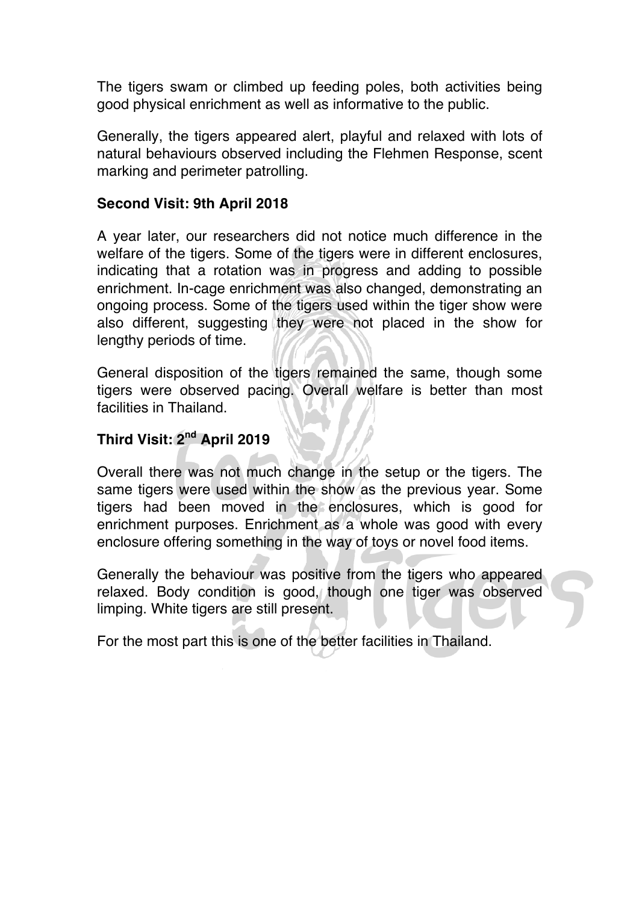The tigers swam or climbed up feeding poles, both activities being good physical enrichment as well as informative to the public.

Generally, the tigers appeared alert, playful and relaxed with lots of natural behaviours observed including the Flehmen Response, scent marking and perimeter patrolling.

**Second Visit: 9th April 2018**

A year later, our researchers did not notice much difference in the welfare of the tigers. Some of the tigers were in different enclosures, indicating that a rotation was in progress and adding to possible enrichment. In-cage enrichment was also changed, demonstrating an ongoing process. Some of the tigers used within the tiger show were also different, suggesting they were not placed in the show for lengthy periods of time.

General disposition of the tigers remained the same, though some tigers were observed pacing. Overall welfare is better than most facilities in Thailand.

**Third Visit: 2nd April 2019**

Overall there was not much change in the setup or the tigers. The same tigers were used within the show as the previous year. Some tigers had been moved in the enclosures, which is good for enrichment purposes. Enrichment as a whole was good with every enclosure offering something in the way of toys or novel food items.

Generally the behaviour was positive from the tigers who appeared relaxed. Body condition is good, though one tiger was observed limping. White tigers are still present.

For the most part this is one of the better facilities in Thailand.